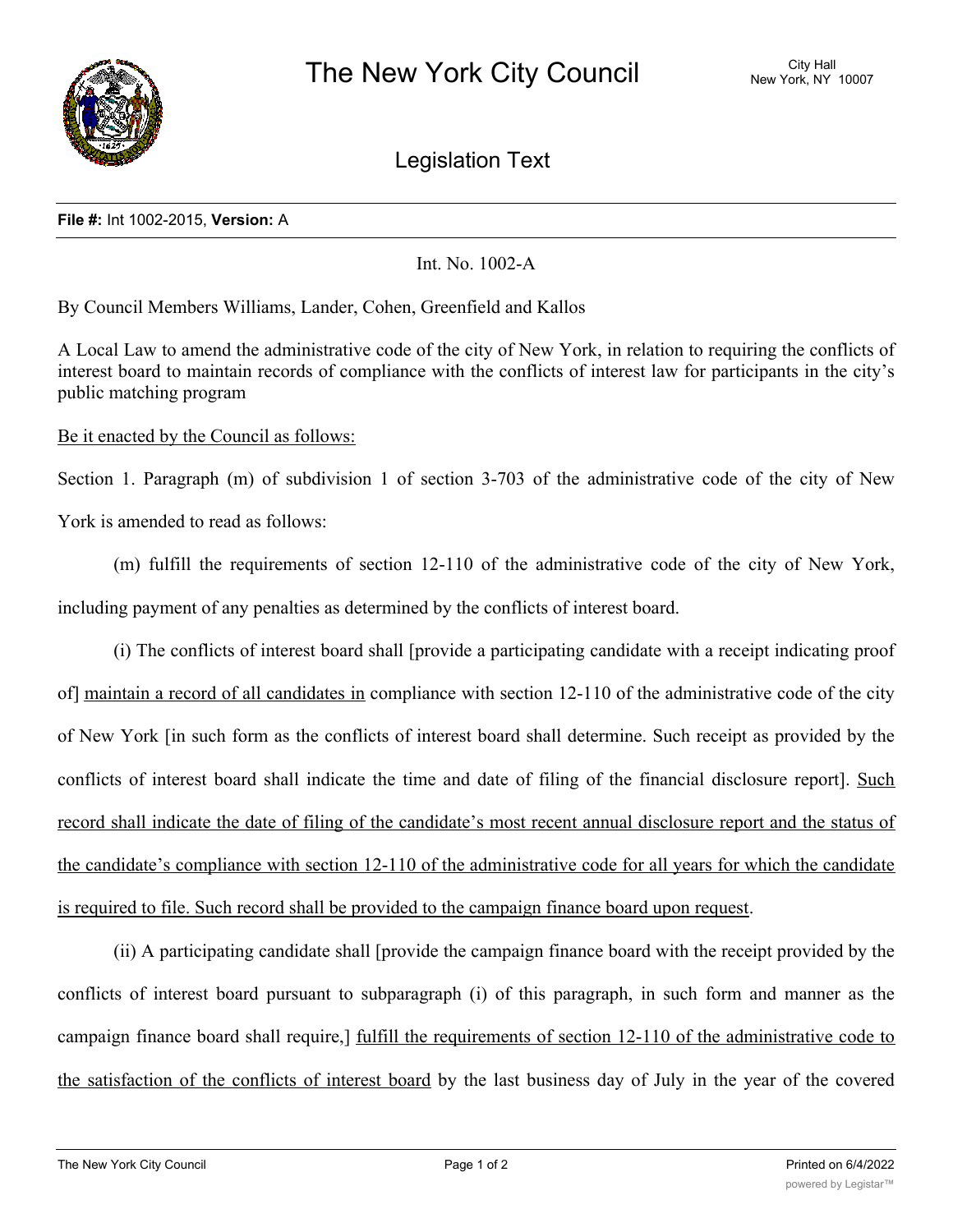# The New York City Council

City Hall
New York, NY 10007

## Legislation Text

**File #:** Int 1002-2015, **Version:** A

Int. No. 1002-A

By Council Members Williams, Lander, Cohen, Greenfield and Kallos

A Local Law to amend the administrative code of the city of New York, in relation to requiring the conflicts of interest board to maintain records of compliance with the conflicts of interest law for participants in the city's public matching program

Be it enacted by the Council as follows:

Section 1. Paragraph (m) of subdivision 1 of section 3-703 of the administrative code of the city of New York is amended to read as follows:

(m) fulfill the requirements of section 12-110 of the administrative code of the city of New York, including payment of any penalties as determined by the conflicts of interest board.

(i) The conflicts of interest board shall [provide a participating candidate with a receipt indicating proof of] maintain a record of all candidates in compliance with section 12-110 of the administrative code of the city of New York [in such form as the conflicts of interest board shall determine. Such receipt as provided by the conflicts of interest board shall indicate the time and date of filing of the financial disclosure report]. Such record shall indicate the date of filing of the candidate's most recent annual disclosure report and the status of the candidate's compliance with section 12-110 of the administrative code for all years for which the candidate is required to file. Such record shall be provided to the campaign finance board upon request.

(ii) A participating candidate shall [provide the campaign finance board with the receipt provided by the conflicts of interest board pursuant to subparagraph (i) of this paragraph, in such form and manner as the campaign finance board shall require,] fulfill the requirements of section 12-110 of the administrative code to the satisfaction of the conflicts of interest board by the last business day of July in the year of the covered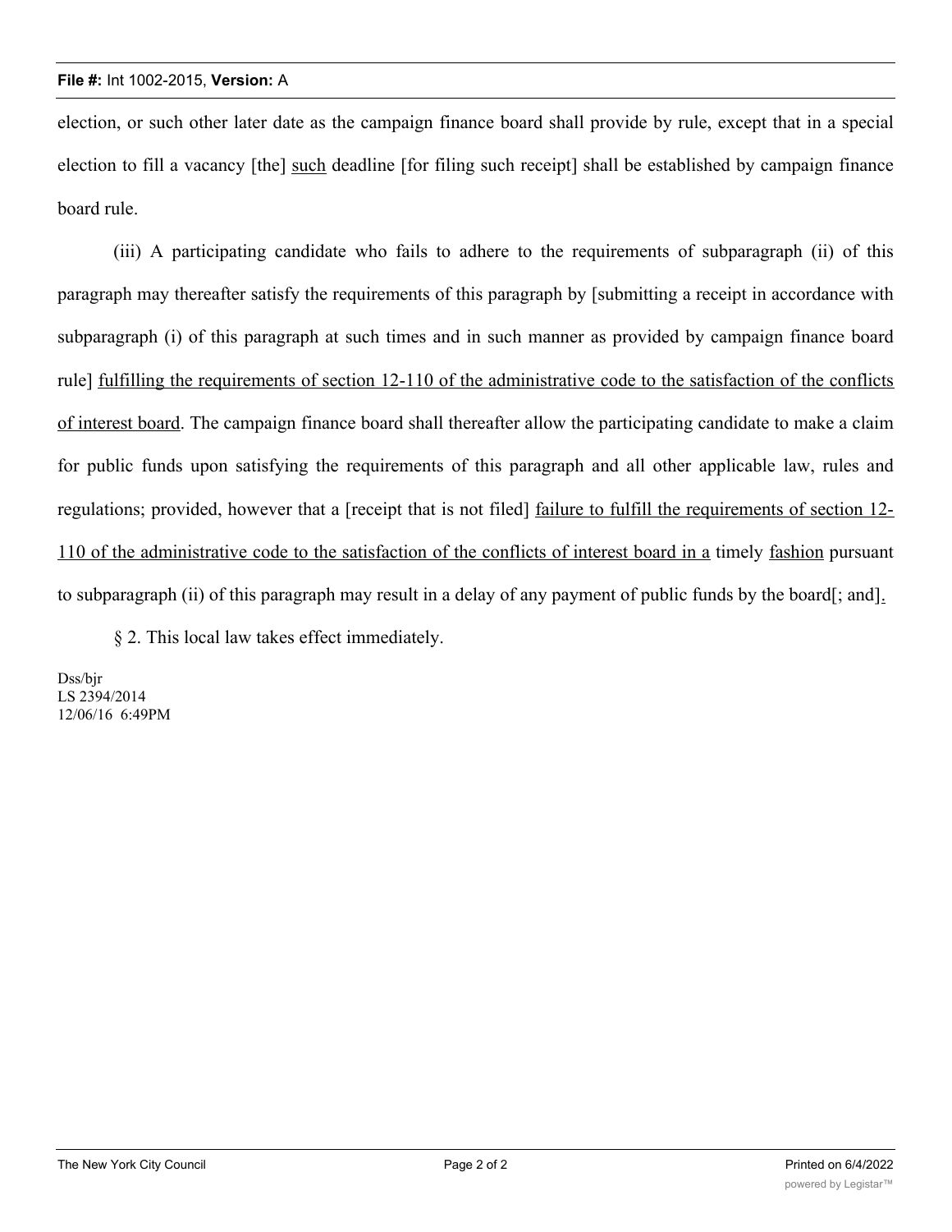election, or such other later date as the campaign finance board shall provide by rule, except that in a special election to fill a vacancy [the] <u>such</u> deadline [for filing such receipt] shall be established by campaign finance board rule.

(iii) A participating candidate who fails to adhere to the requirements of subparagraph (ii) of this paragraph may thereafter satisfy the requirements of this paragraph by [submitting a receipt in accordance with subparagraph (i) of this paragraph at such times and in such manner as provided by campaign finance board rule] <u>fulfilling the requirements of section 12-110 of the administrative code to the satisfaction of the conflicts of interest board</u>. The campaign finance board shall thereafter allow the participating candidate to make a claim for public funds upon satisfying the requirements of this paragraph and all other applicable law, rules and regulations; provided, however that a [receipt that is not filed] <u>failure to fulfill the requirements of section 12-110 of the administrative code to the satisfaction of the conflicts of interest board in a</u> timely <u>fashion</u> pursuant to subparagraph (ii) of this paragraph may result in a delay of any payment of public funds by the board[; and]<u>.</u>

§ 2. This local law takes effect immediately.

Dss/bjr
LS 2394/2014
12/06/16 6:49PM